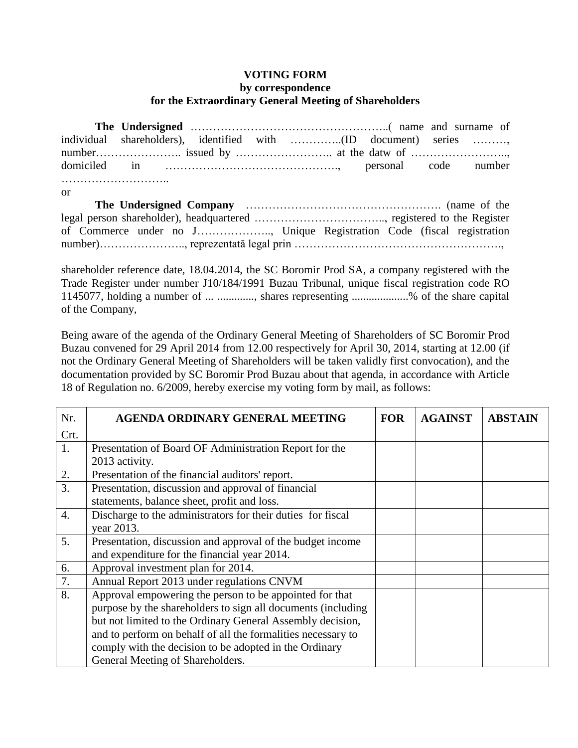**VOTING FORM**
**by correspondence**
**for the Extraordinary General Meeting of Shareholders**

**The Undersigned** ……………………………………………..( name and surname of individual shareholders), identified with …………..(ID document) series ………, number………………….. issued by …………………….. at the datw of …………………….., domiciled in ………………………………………., personal code number ………………………..

or

**The Undersigned Company** ……………………………………………. (name of the legal person shareholder), headquartered …………………………….., registered to the Register of Commerce under no J……………….., Unique Registration Code (fiscal registration number)………………….., reprezentată legal prin ……………………………………………….,

shareholder reference date, 18.04.2014, the SC Boromir Prod SA, a company registered with the Trade Register under number J10/184/1991 Buzau Tribunal, unique fiscal registration code RO 1145077, holding a number of ... ............., shares representing ...................% of the share capital of the Company,

Being aware of the agenda of the Ordinary General Meeting of Shareholders of SC Boromir Prod Buzau convened for 29 April 2014 from 12.00 respectively for April 30, 2014, starting at 12.00 (if not the Ordinary General Meeting of Shareholders will be taken validly first convocation), and the documentation provided by SC Boromir Prod Buzau about that agenda, in accordance with Article 18 of Regulation no. 6/2009, hereby exercise my voting form by mail, as follows:

| Nr. Crt. | **AGENDA ORDINARY GENERAL MEETING** | **FOR** | **AGAINST** | **ABSTAIN** |
|---|---|---|---|---|
| 1. | Presentation of Board OF Administration Report for the 2013 activity. | | | |
| 2. | Presentation of the financial auditors' report. | | | |
| 3. | Presentation, discussion and approval of financial statements, balance sheet, profit and loss. | | | |
| 4. | Discharge to the administrators for their duties for fiscal year 2013. | | | |
| 5. | Presentation, discussion and approval of the budget income and expenditure for the financial year 2014. | | | |
| 6. | Approval investment plan for 2014. | | | |
| 7. | Annual Report 2013 under regulations CNVM | | | |
| 8. | Approval empowering the person to be appointed for that purpose by the shareholders to sign all documents (including but not limited to the Ordinary General Assembly decision, and to perform on behalf of all the formalities necessary to comply with the decision to be adopted in the Ordinary General Meeting of Shareholders. | | | |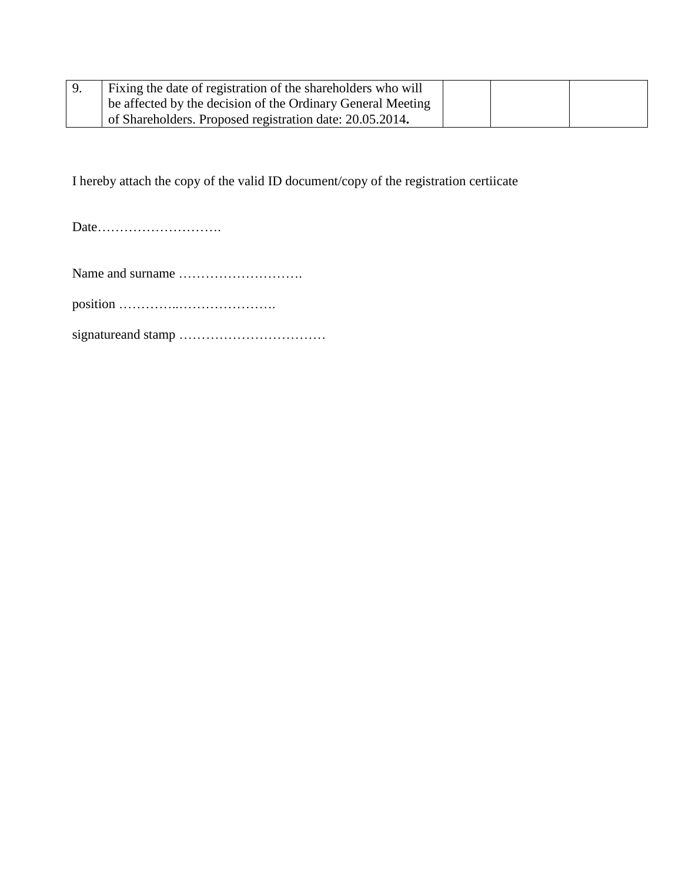| | | | | |
|---|---|---|---|---|
| 9. | Fixing the date of registration of the shareholders who will be affected by the decision of the Ordinary General Meeting of Shareholders. Proposed registration date: 20.05.2014**.** | | | |

I hereby attach the copy of the valid ID document/copy of the registration certiicate

Date……………………….

Name and surname ……………………….

position …………..………………….

signatureand stamp ……………………………